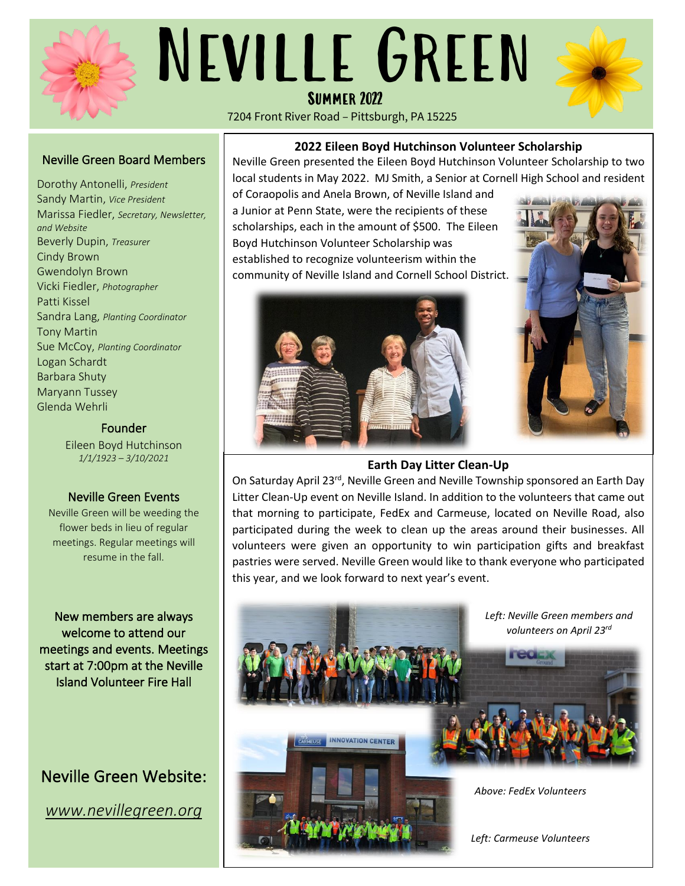# Neville Green

## Summer 2022

7204 Front River Road – Pittsburgh, PA 15225

## Neville Green Board Members

Dorothy Antonelli, *President*
Sandy Martin, *Vice President*
Marissa Fiedler, *Secretary, Newsletter, and Website*
Beverly Dupin, *Treasurer*
Cindy Brown
Gwendolyn Brown
Vicki Fiedler, *Photographer*
Patti Kissel
Sandra Lang, *Planting Coordinator*
Tony Martin
Sue McCoy, *Planting Coordinator*
Logan Schardt
Barbara Shuty
Maryann Tussey
Glenda Wehrli

### Founder

Eileen Boyd Hutchinson
*1/1/1923 – 3/10/2021*

### Neville Green Events

Neville Green will be weeding the flower beds in lieu of regular meetings. Regular meetings will resume in the fall.

New members are always welcome to attend our meetings and events. Meetings start at 7:00pm at the Neville Island Volunteer Fire Hall

### Neville Green Website:

*www.nevillegreen.org*

## 2022 Eileen Boyd Hutchinson Volunteer Scholarship

Neville Green presented the Eileen Boyd Hutchinson Volunteer Scholarship to two local students in May 2022. MJ Smith, a Senior at Cornell High School and resident of Coraopolis and Anela Brown, of Neville Island and a Junior at Penn State, were the recipients of these scholarships, each in the amount of $500. The Eileen Boyd Hutchinson Volunteer Scholarship was established to recognize volunteerism within the community of Neville Island and Cornell School District.

## Earth Day Litter Clean-Up

On Saturday April 23rd, Neville Green and Neville Township sponsored an Earth Day Litter Clean-Up event on Neville Island. In addition to the volunteers that came out that morning to participate, FedEx and Carmeuse, located on Neville Road, also participated during the week to clean up the areas around their businesses. All volunteers were given an opportunity to win participation gifts and breakfast pastries were served. Neville Green would like to thank everyone who participated this year, and we look forward to next year's event.

*Left: Neville Green members and volunteers on April 23rd*

*Above: FedEx Volunteers*

*Left: Carmeuse Volunteers*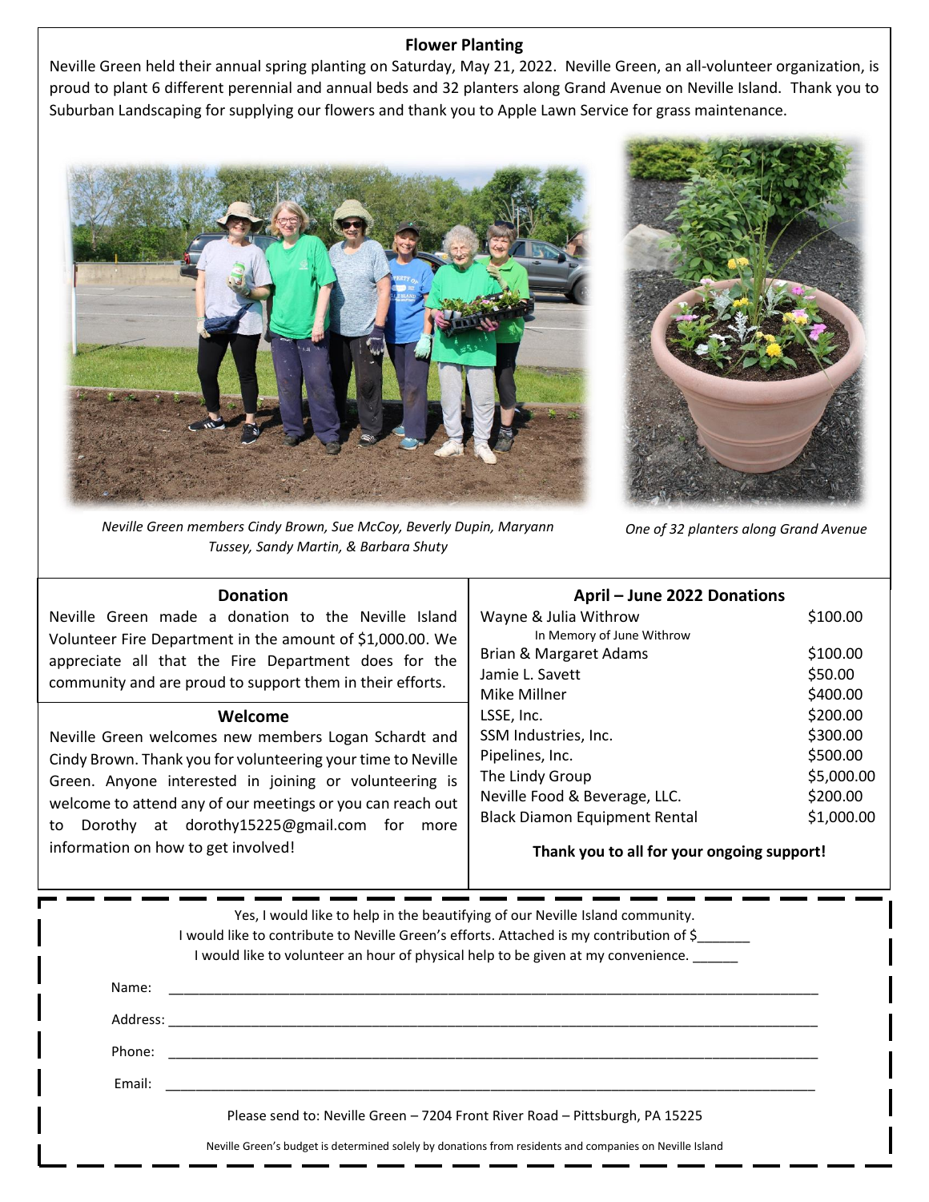## Flower Planting

Neville Green held their annual spring planting on Saturday, May 21, 2022. Neville Green, an all-volunteer organization, is proud to plant 6 different perennial and annual beds and 32 planters along Grand Avenue on Neville Island. Thank you to Suburban Landscaping for supplying our flowers and thank you to Apple Lawn Service for grass maintenance.

*Neville Green members Cindy Brown, Sue McCoy, Beverly Dupin, Maryann Tussey, Sandy Martin, & Barbara Shuty*

*One of 32 planters along Grand Avenue*

## Donation

Neville Green made a donation to the Neville Island Volunteer Fire Department in the amount of $1,000.00. We appreciate all that the Fire Department does for the community and are proud to support them in their efforts.

## Welcome

Neville Green welcomes new members Logan Schardt and Cindy Brown. Thank you for volunteering your time to Neville Green. Anyone interested in joining or volunteering is welcome to attend any of our meetings or you can reach out to Dorothy at dorothy15225@gmail.com for more information on how to get involved!

## April – June 2022 Donations

| | |
|---|---|
| Wayne & Julia Withrow<br>In Memory of June Withrow | $100.00 |
| Brian & Margaret Adams | $100.00 |
| Jamie L. Savett | $50.00 |
| Mike Millner | $400.00 |
| LSSE, Inc. | $200.00 |
| SSM Industries, Inc. | $300.00 |
| Pipelines, Inc. | $500.00 |
| The Lindy Group | $5,000.00 |
| Neville Food & Beverage, LLC. | $200.00 |
| Black Diamon Equipment Rental | $1,000.00 |

**Thank you to all for your ongoing support!**

---

Yes, I would like to help in the beautifying of our Neville Island community.

I would like to contribute to Neville Green's efforts. Attached is my contribution of $_______

I would like to volunteer an hour of physical help to be given at my convenience. ______

Name: ____________________________________________

Address: __________________________________________

Phone: ____________________________________________

Email: ____________________________________________

Please send to: Neville Green – 7204 Front River Road – Pittsburgh, PA 15225

Neville Green's budget is determined solely by donations from residents and companies on Neville Island